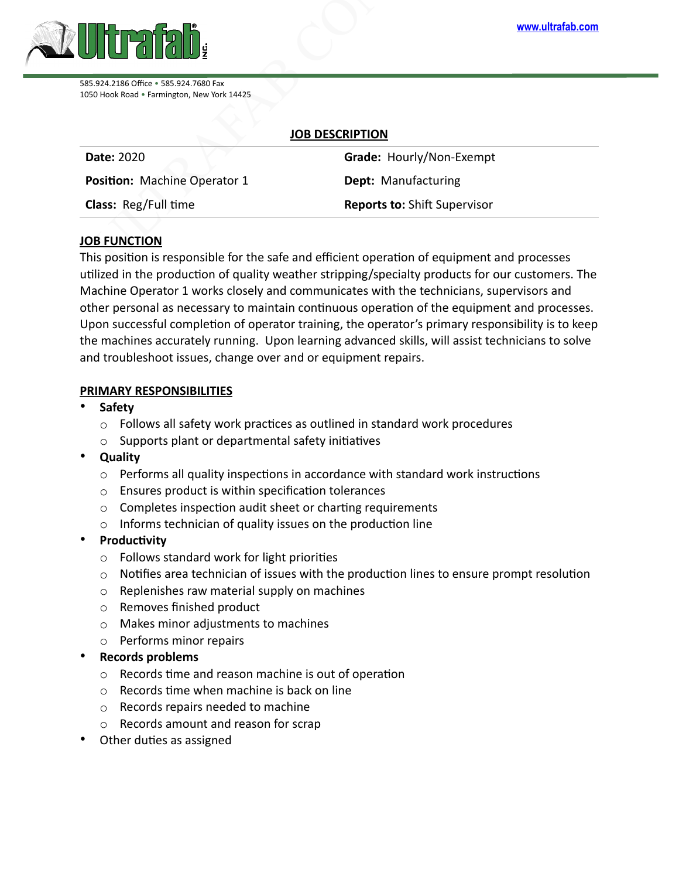Ultrafab Inc.

www.ultrafab.com

585.924.2186 Office • 585.924.7680 Fax
1050 Hook Road • Farmington, New York 14425

## JOB DESCRIPTION

| | |
|---|---|
| **Date:** 2020 | **Grade:** Hourly/Non-Exempt |
| **Position:** Machine Operator 1 | **Dept:** Manufacturing |
| **Class:** Reg/Full time | **Reports to:** Shift Supervisor |

### JOB FUNCTION

This position is responsible for the safe and efficient operation of equipment and processes utilized in the production of quality weather stripping/specialty products for our customers. The Machine Operator 1 works closely and communicates with the technicians, supervisors and other personal as necessary to maintain continuous operation of the equipment and processes. Upon successful completion of operator training, the operator's primary responsibility is to keep the machines accurately running. Upon learning advanced skills, will assist technicians to solve and troubleshoot issues, change over and or equipment repairs.

### PRIMARY RESPONSIBILITIES

- **Safety**
  - Follows all safety work practices as outlined in standard work procedures
  - Supports plant or departmental safety initiatives
- **Quality**
  - Performs all quality inspections in accordance with standard work instructions
  - Ensures product is within specification tolerances
  - Completes inspection audit sheet or charting requirements
  - Informs technician of quality issues on the production line
- **Productivity**
  - Follows standard work for light priorities
  - Notifies area technician of issues with the production lines to ensure prompt resolution
  - Replenishes raw material supply on machines
  - Removes finished product
  - Makes minor adjustments to machines
  - Performs minor repairs
- **Records problems**
  - Records time and reason machine is out of operation
  - Records time when machine is back on line
  - Records repairs needed to machine
  - Records amount and reason for scrap
- Other duties as assigned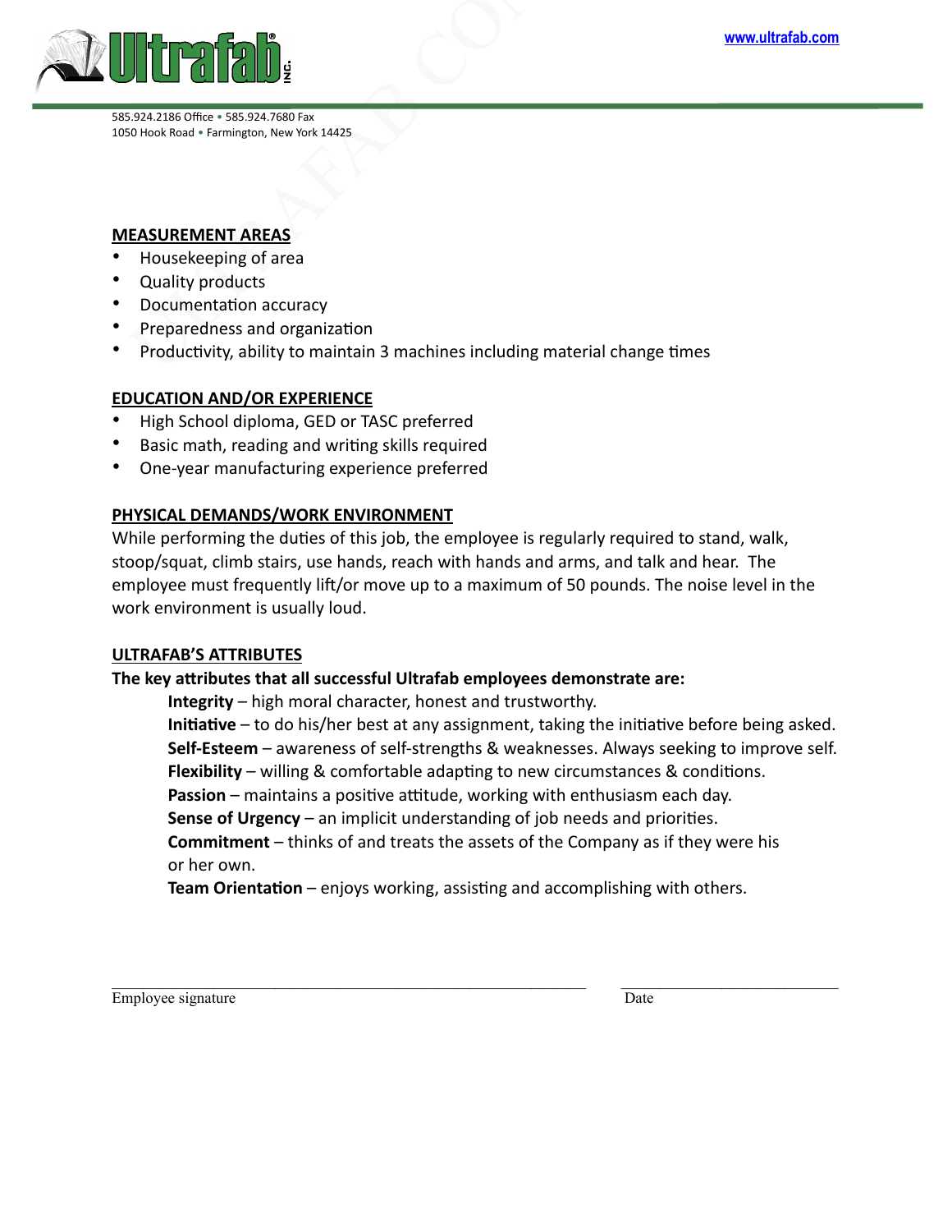## MEASUREMENT AREAS

- Housekeeping of area
- Quality products
- Documentation accuracy
- Preparedness and organization
- Productivity, ability to maintain 3 machines including material change times

## EDUCATION AND/OR EXPERIENCE

- High School diploma, GED or TASC preferred
- Basic math, reading and writing skills required
- One-year manufacturing experience preferred

## PHYSICAL DEMANDS/WORK ENVIRONMENT

While performing the duties of this job, the employee is regularly required to stand, walk, stoop/squat, climb stairs, use hands, reach with hands and arms, and talk and hear. The employee must frequently lift/or move up to a maximum of 50 pounds. The noise level in the work environment is usually loud.

## ULTRAFAB'S ATTRIBUTES

**The key attributes that all successful Ultrafab employees demonstrate are:**

**Integrity** – high moral character, honest and trustworthy.
**Initiative** – to do his/her best at any assignment, taking the initiative before being asked.
**Self-Esteem** – awareness of self-strengths & weaknesses. Always seeking to improve self.
**Flexibility** – willing & comfortable adapting to new circumstances & conditions.
**Passion** – maintains a positive attitude, working with enthusiasm each day.
**Sense of Urgency** – an implicit understanding of job needs and priorities.
**Commitment** – thinks of and treats the assets of the Company as if they were his or her own.
**Team Orientation** – enjoys working, assisting and accomplishing with others.

_______________________________________________ _______________________
Employee signature Date